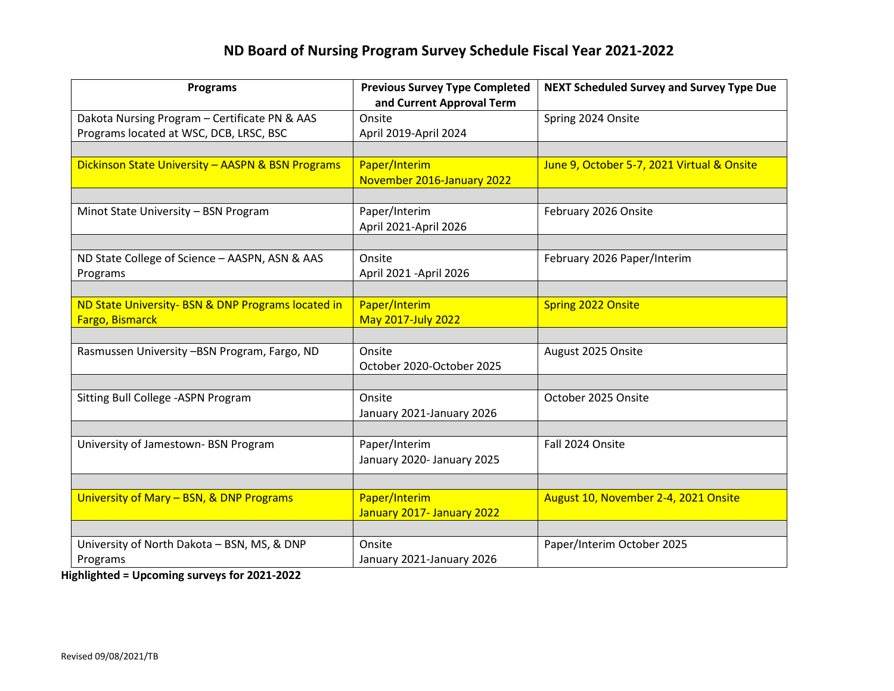# ND Board of Nursing Program Survey Schedule Fiscal Year 2021-2022

| Programs | Previous Survey Type Completed and Current Approval Term | NEXT Scheduled Survey and Survey Type Due |
|---|---|---|
| Dakota Nursing Program – Certificate PN & AAS Programs located at WSC, DCB, LRSC, BSC | Onside<br>April 2019-April 2024 | Spring 2024 Onsite |
| | | |
| Dickinson State University – AASPN & BSN Programs | Paper/Interim<br>November 2016-January 2022 | June 9, October 5-7, 2021 Virtual & Onsite |
| | | |
| Minot State University – BSN Program | Paper/Interim<br>April 2021-April 2026 | February 2026 Onsite |
| | | |
| ND State College of Science – AASPN, ASN & AAS Programs | Onsite<br>April 2021 -April 2026 | February 2026 Paper/Interim |
| | | |
| ND State University- BSN & DNP Programs located in Fargo, Bismarck | Paper/Interim<br>May 2017-July 2022 | Spring 2022 Onsite |
| | | |
| Rasmussen University –BSN Program, Fargo, ND | Onsite<br>October 2020-October 2025 | August 2025 Onsite |
| | | |
| Sitting Bull College -ASPN Program | Onsite<br>January 2021-January 2026 | October 2025 Onsite |
| | | |
| University of Jamestown- BSN Program | Paper/Interim<br>January 2020- January 2025 | Fall 2024 Onsite |
| | | |
| University of Mary – BSN, & DNP Programs | Paper/Interim<br>January 2017- January 2022 | August 10, November 2-4, 2021 Onsite |
| | | |
| University of North Dakota – BSN, MS, & DNP Programs | Onsite<br>January 2021-January 2026 | Paper/Interim October 2025 |

**Highlighted = Upcoming surveys for 2021-2022**

Revised 09/08/2021/TB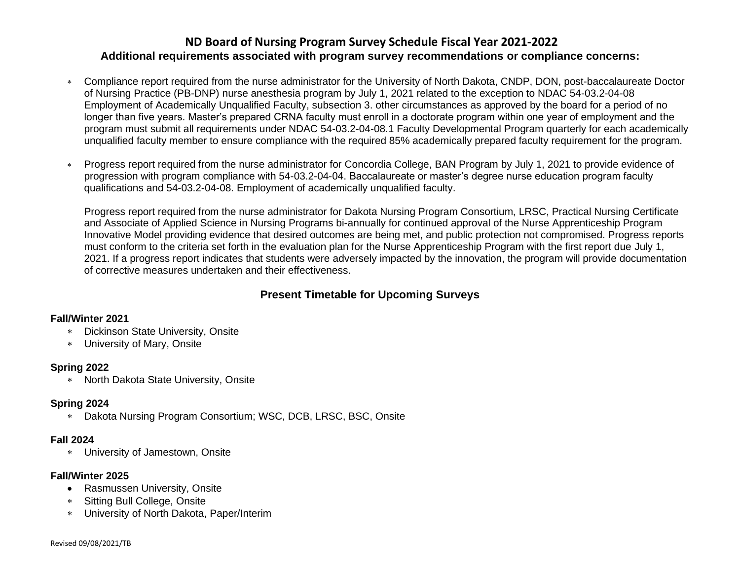# ND Board of Nursing Program Survey Schedule Fiscal Year 2021-2022

## Additional requirements associated with program survey recommendations or compliance concerns:

- Compliance report required from the nurse administrator for the University of North Dakota, CNDP, DON, post-baccalaureate Doctor of Nursing Practice (PB-DNP) nurse anesthesia program by July 1, 2021 related to the exception to NDAC 54-03.2-04-08 Employment of Academically Unqualified Faculty, subsection 3. other circumstances as approved by the board for a period of no longer than five years. Master's prepared CRNA faculty must enroll in a doctorate program within one year of employment and the program must submit all requirements under NDAC 54-03.2-04-08.1 Faculty Developmental Program quarterly for each academically unqualified faculty member to ensure compliance with the required 85% academically prepared faculty requirement for the program.

- Progress report required from the nurse administrator for Concordia College, BAN Program by July 1, 2021 to provide evidence of progression with program compliance with 54-03.2-04-04. Baccalaureate or master's degree nurse education program faculty qualifications and 54-03.2-04-08. Employment of academically unqualified faculty.

  Progress report required from the nurse administrator for Dakota Nursing Program Consortium, LRSC, Practical Nursing Certificate and Associate of Applied Science in Nursing Programs bi-annually for continued approval of the Nurse Apprenticeship Program Innovative Model providing evidence that desired outcomes are being met, and public protection not compromised. Progress reports must conform to the criteria set forth in the evaluation plan for the Nurse Apprenticeship Program with the first report due July 1, 2021. If a progress report indicates that students were adversely impacted by the innovation, the program will provide documentation of corrective measures undertaken and their effectiveness.

## Present Timetable for Upcoming Surveys

**Fall/Winter 2021**

- Dickinson State University, Onsite
- University of Mary, Onsite

**Spring 2022**

- North Dakota State University, Onsite

**Spring 2024**

- Dakota Nursing Program Consortium; WSC, DCB, LRSC, BSC, Onsite

**Fall 2024**

- University of Jamestown, Onsite

**Fall/Winter 2025**

- Rasmussen University, Onsite
- Sitting Bull College, Onsite
- University of North Dakota, Paper/Interim

Revised 09/08/2021/TB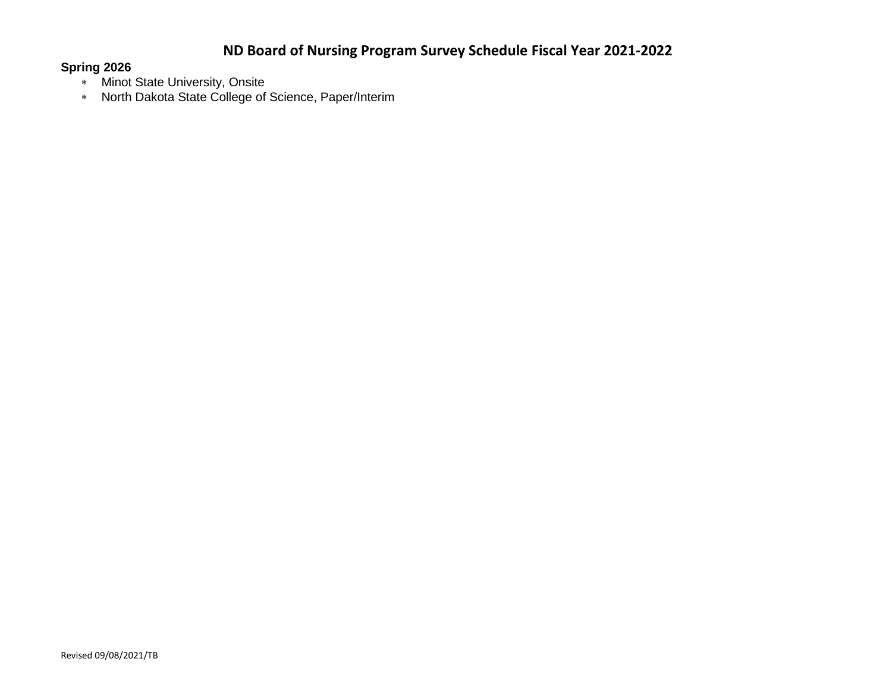# ND Board of Nursing Program Survey Schedule Fiscal Year 2021-2022

**Spring 2026**

* Minot State University, Onsite
* North Dakota State College of Science, Paper/Interim

Revised 09/08/2021/TB